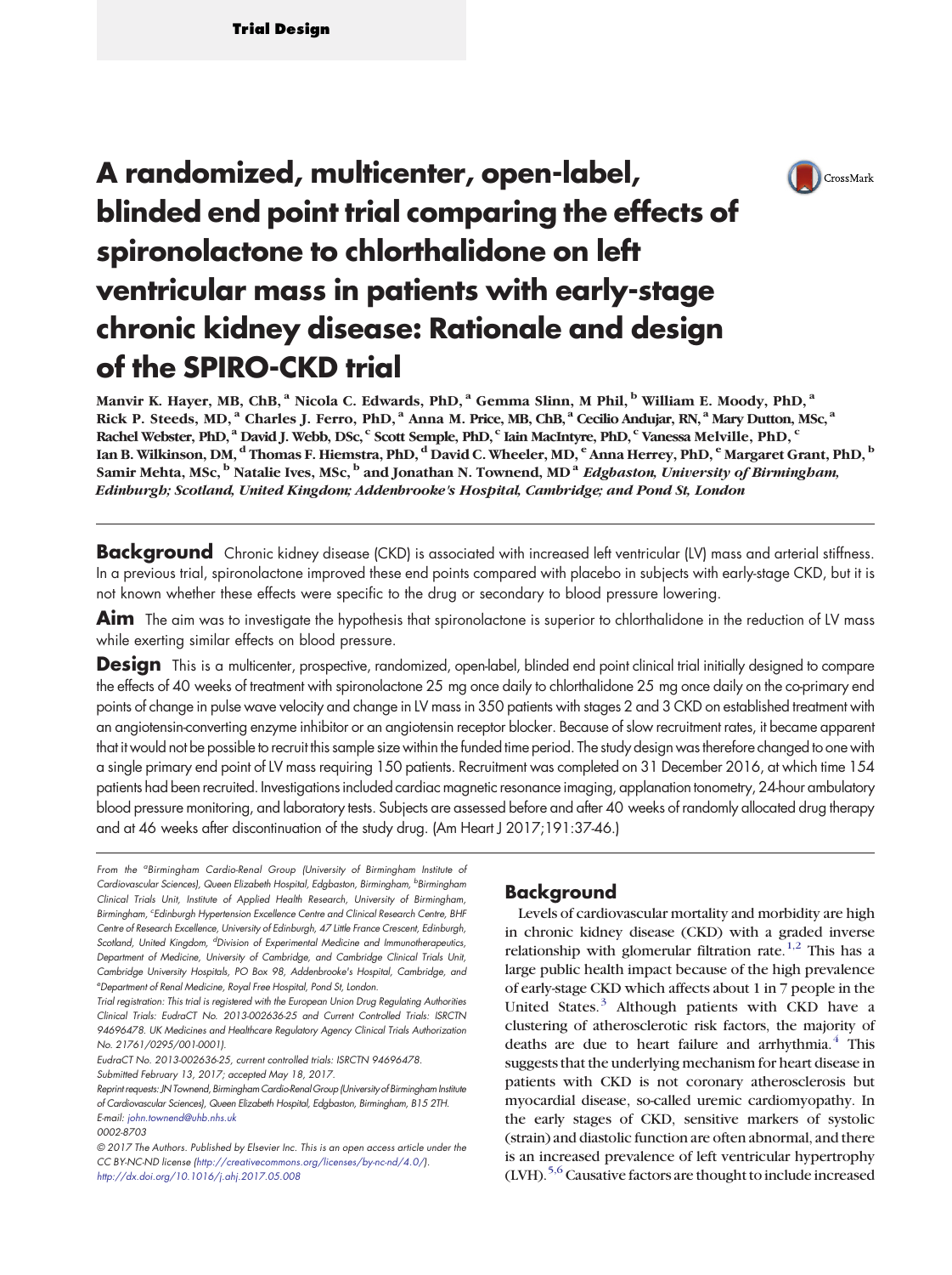Trial Design

# A randomized, multicenter, open-label, blinded end point trial comparing the effects of spironolactone to chlorthalidone on left ventricular mass in patients with early-stage chronic kidney disease: Rationale and design of the SPIRO-CKD trial

**Manvir K. Hayer, MB, ChB,[a] Nicola C. Edwards, PhD,[a] Gemma Slinn, M Phil,[b] William E. Moody, PhD,[a] Rick P. Steeds, MD,[a] Charles J. Ferro, PhD,[a] Anna M. Price, MB, ChB,[a] Cecilio Andujar, RN,[a] Mary Dutton, MSc,[a] Rachel Webster, PhD,[a] David J. Webb, DSc,[c] Scott Semple, PhD,[c] Iain MacIntyre, PhD,[c] Vanessa Melville, PhD,[c] Ian B. Wilkinson, DM,[d] Thomas F. Hiemstra, PhD,[d] David C. Wheeler, MD,[e] Anna Herrey, PhD,[e] Margaret Grant, PhD,[b] Samir Mehta, MSc,[b] Natalie Ives, MSc,[b] and Jonathan N. Townend, MD[a]** *Edgbaston, University of Birmingham, Edinburgh; Scotland, United Kingdom; Addenbrooke's Hospital, Cambridge; and Pond St, London*

**Background** Chronic kidney disease (CKD) is associated with increased left ventricular (LV) mass and arterial stiffness. In a previous trial, spironolactone improved these end points compared with placebo in subjects with early-stage CKD, but it is not known whether these effects were specific to the drug or secondary to blood pressure lowering.

**Aim** The aim was to investigate the hypothesis that spironolactone is superior to chlorthalidone in the reduction of LV mass while exerting similar effects on blood pressure.

**Design** This is a multicenter, prospective, randomized, open-label, blinded end point clinical trial initially designed to compare the effects of 40 weeks of treatment with spironolactone 25 mg once daily to chlorthalidone 25 mg once daily on the co-primary end points of change in pulse wave velocity and change in LV mass in 350 patients with stages 2 and 3 CKD on established treatment with an angiotensin-converting enzyme inhibitor or an angiotensin receptor blocker. Because of slow recruitment rates, it became apparent that it would not be possible to recruit this sample size within the funded time period. The study design was therefore changed to one with a single primary end point of LV mass requiring 150 patients. Recruitment was completed on 31 December 2016, at which time 154 patients had been recruited. Investigations included cardiac magnetic resonance imaging, applanation tonometry, 24-hour ambulatory blood pressure monitoring, and laboratory tests. Subjects are assessed before and after 40 weeks of randomly allocated drug therapy and at 46 weeks after discontinuation of the study drug. (Am Heart J 2017;191:37-46.)

*From the [a]Birmingham Cardio-Renal Group (University of Birmingham Institute of Cardiovascular Sciences), Queen Elizabeth Hospital, Edgbaston, [b]Birmingham Clinical Trials Unit, Institute of Applied Health Research, University of Birmingham, Birmingham, [c]Edinburgh Hypertension Excellence Centre and Clinical Research Centre, BHF Centre of Research Excellence, University of Edinburgh, 47 Little France Crescent, Edinburgh, Scotland, United Kingdom, [d]Division of Experimental Medicine and Immunotherapeutics, Department of Medicine, University of Cambridge, and Cambridge Clinical Trials Unit, Cambridge University Hospitals, PO Box 98, Addenbrooke's Hospital, Cambridge, and [e]Department of Renal Medicine, Royal Free Hospital, Pond St, London.*

*Trial registration: This trial is registered with the European Union Drug Regulating Authorities Clinical Trials: EudraCT No. 2013-002636-25 and Current Controlled Trials: ISRCTN 94696478. UK Medicines and Healthcare Regulatory Agency Clinical Trials Authorization No. 21761/0295/001-0001).*

*EudraCT No. 2013-002636-25, current controlled trials: ISRCTN 94696478.*

*Submitted February 13, 2017; accepted May 18, 2017.*

*Reprint requests: JN Townend, Birmingham Cardio-Renal Group (University of Birmingham Institute of Cardiovascular Sciences), Queen Elizabeth Hospital, Edgbaston, Birmingham, B15 2TH.*

*E-mail: john.townend@uhb.nhs.uk*

*0002-8703*

*© 2017 The Authors. Published by Elsevier Inc. This is an open access article under the CC BY-NC-ND license (http://creativecommons.org/licenses/by-nc-nd/4.0/).*

*http://dx.doi.org/10.1016/j.ahj.2017.05.008*

## Background

Levels of cardiovascular mortality and morbidity are high in chronic kidney disease (CKD) with a graded inverse relationship with glomerular filtration rate.[1,2] This has a large public health impact because of the high prevalence of early-stage CKD which affects about 1 in 7 people in the United States.[3] Although patients with CKD have a clustering of atherosclerotic risk factors, the majority of deaths are due to heart failure and arrhythmia.[4] This suggests that the underlying mechanism for heart disease in patients with CKD is not coronary atherosclerosis but myocardial disease, so-called uremic cardiomyopathy. In the early stages of CKD, sensitive markers of systolic (strain) and diastolic function are often abnormal, and there is an increased prevalence of left ventricular hypertrophy (LVH).[5,6] Causative factors are thought to include increased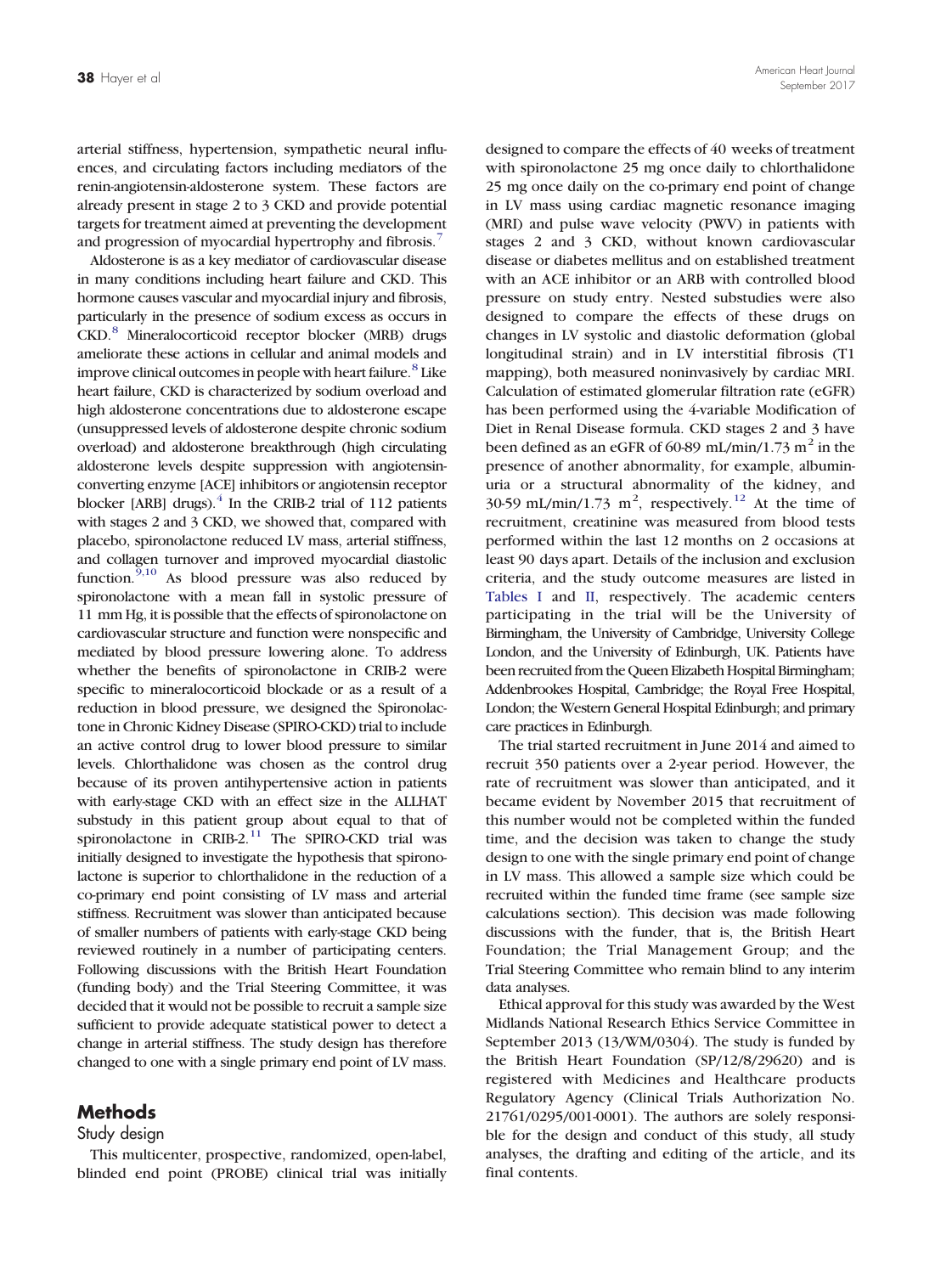arterial stiffness, hypertension, sympathetic neural influences, and circulating factors including mediators of the renin-angiotensin-aldosterone system. These factors are already present in stage 2 to 3 CKD and provide potential targets for treatment aimed at preventing the development and progression of myocardial hypertrophy and fibrosis.[7]

Aldosterone is as a key mediator of cardiovascular disease in many conditions including heart failure and CKD. This hormone causes vascular and myocardial injury and fibrosis, particularly in the presence of sodium excess as occurs in CKD.[8] Mineralocorticoid receptor blocker (MRB) drugs ameliorate these actions in cellular and animal models and improve clinical outcomes in people with heart failure.[8] Like heart failure, CKD is characterized by sodium overload and high aldosterone concentrations due to aldosterone escape (unsuppressed levels of aldosterone despite chronic sodium overload) and aldosterone breakthrough (high circulating aldosterone levels despite suppression with angiotensin-converting enzyme [ACE] inhibitors or angiotensin receptor blocker [ARB] drugs).[4] In the CRIB-2 trial of 112 patients with stages 2 and 3 CKD, we showed that, compared with placebo, spironolactone reduced LV mass, arterial stiffness, and collagen turnover and improved myocardial diastolic function.[9,10] As blood pressure was also reduced by spironolactone with a mean fall in systolic pressure of 11 mm Hg, it is possible that the effects of spironolactone on cardiovascular structure and function were nonspecific and mediated by blood pressure lowering alone. To address whether the benefits of spironolactone in CRIB-2 were specific to mineralocorticoid blockade or as a result of a reduction in blood pressure, we designed the Spironolactone in Chronic Kidney Disease (SPIRO-CKD) trial to include an active control drug to lower blood pressure to similar levels. Chlorthalidone was chosen as the control drug because of its proven antihypertensive action in patients with early-stage CKD with an effect size in the ALLHAT substudy in this patient group about equal to that of spironolactone in CRIB-2.[11] The SPIRO-CKD trial was initially designed to investigate the hypothesis that spironolactone is superior to chlorthalidone in the reduction of a co-primary end point consisting of LV mass and arterial stiffness. Recruitment was slower than anticipated because of smaller numbers of patients with early-stage CKD being reviewed routinely in a number of participating centers. Following discussions with the British Heart Foundation (funding body) and the Trial Steering Committee, it was decided that it would not be possible to recruit a sample size sufficient to provide adequate statistical power to detect a change in arterial stiffness. The study design has therefore changed to one with a single primary end point of LV mass.

## Methods

### Study design

This multicenter, prospective, randomized, open-label, blinded end point (PROBE) clinical trial was initially designed to compare the effects of 40 weeks of treatment with spironolactone 25 mg once daily to chlorthalidone 25 mg once daily on the co-primary end point of change in LV mass using cardiac magnetic resonance imaging (MRI) and pulse wave velocity (PWV) in patients with stages 2 and 3 CKD, without known cardiovascular disease or diabetes mellitus and on established treatment with an ACE inhibitor or an ARB with controlled blood pressure on study entry. Nested substudies were also designed to compare the effects of these drugs on changes in LV systolic and diastolic deformation (global longitudinal strain) and in LV interstitial fibrosis (T1 mapping), both measured noninvasively by cardiac MRI. Calculation of estimated glomerular filtration rate (eGFR) has been performed using the 4-variable Modification of Diet in Renal Disease formula. CKD stages 2 and 3 have been defined as an eGFR of 60-89 mL/min/1.73 $m^2$ in the presence of another abnormality, for example, albuminuria or a structural abnormality of the kidney, and 30-59 mL/min/1.73 $m^2$, respectively.[12] At the time of recruitment, creatinine was measured from blood tests performed within the last 12 months on 2 occasions at least 90 days apart. Details of the inclusion and exclusion criteria, and the study outcome measures are listed in Tables I and II, respectively. The academic centers participating in the trial will be the University of Birmingham, the University of Cambridge, University College London, and the University of Edinburgh, UK. Patients have been recruited from the Queen Elizabeth Hospital Birmingham; Addenbrookes Hospital, Cambridge; the Royal Free Hospital, London; the Western General Hospital Edinburgh; and primary care practices in Edinburgh.

The trial started recruitment in June 2014 and aimed to recruit 350 patients over a 2-year period. However, the rate of recruitment was slower than anticipated, and it became evident by November 2015 that recruitment of this number would not be completed within the funded time, and the decision was taken to change the study design to one with the single primary end point of change in LV mass. This allowed a sample size which could be recruited within the funded time frame (see sample size calculations section). This decision was made following discussions with the funder, that is, the British Heart Foundation; the Trial Management Group; and the Trial Steering Committee who remain blind to any interim data analyses.

Ethical approval for this study was awarded by the West Midlands National Research Ethics Service Committee in September 2013 (13/WM/0304). The study is funded by the British Heart Foundation (SP/12/8/29620) and is registered with Medicines and Healthcare products Regulatory Agency (Clinical Trials Authorization No. 21761/0295/001-0001). The authors are solely responsible for the design and conduct of this study, all study analyses, the drafting and editing of the article, and its final contents.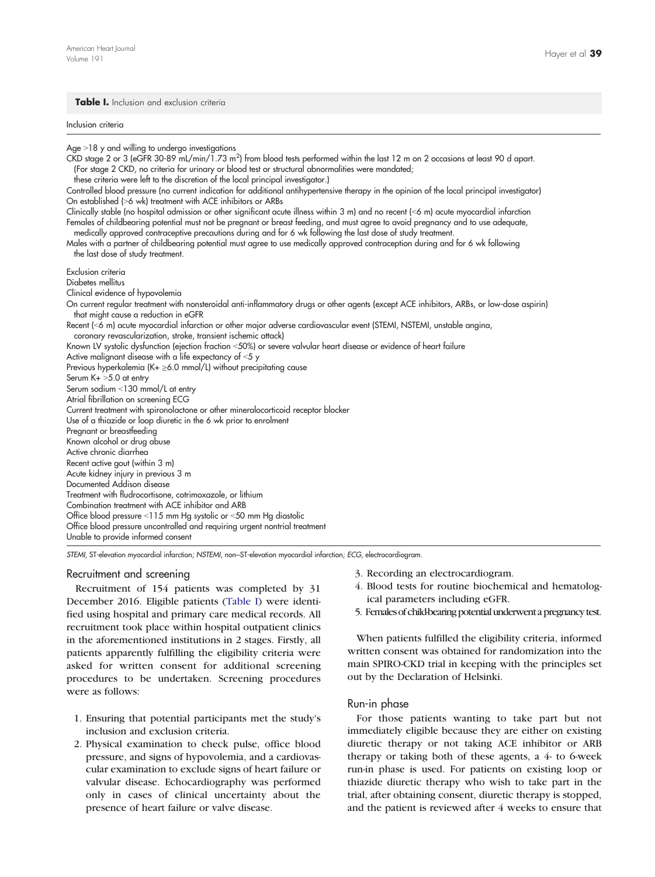**Table I.** Inclusion and exclusion criteria

| Inclusion criteria |
|---|
| Age >18 y and willing to undergo investigations |
| CKD stage 2 or 3 (eGFR 30-89 mL/min/1.73 m$^2$) from blood tests performed within the last 12 m on 2 occasions at least 90 d apart. (For stage 2 CKD, no criteria for urinary or blood test or structural abnormalities were mandated; these criteria were left to the discretion of the local principal investigator.) |
| Controlled blood pressure (no current indication for additional antihypertensive therapy in the opinion of the local principal investigator) |
| On established (>6 wk) treatment with ACE inhibitors or ARBs |
| Clinically stable (no hospital admission or other significant acute illness within 3 m) and no recent (<6 m) acute myocardial infarction |
| Females of childbearing potential must not be pregnant or breast feeding, and must agree to avoid pregnancy and to use adequate, medically approved contraceptive precautions during and for 6 wk following the last dose of study treatment. |
| Males with a partner of childbearing potential must agree to use medically approved contraception during and for 6 wk following the last dose of study treatment. |
| **Exclusion criteria** |
| Diabetes mellitus |
| Clinical evidence of hypovolemia |
| On current regular treatment with nonsteroidal anti-inflammatory drugs or other agents (except ACE inhibitors, ARBs, or low-dose aspirin) that might cause a reduction in eGFR |
| Recent (<6 m) acute myocardial infarction or other major adverse cardiovascular event (STEMI, NSTEMI, unstable angina, coronary revascularization, stroke, transient ischemic attack) |
| Known LV systolic dysfunction (ejection fraction <50%) or severe valvular heart disease or evidence of heart failure |
| Active malignant disease with a life expectancy of <5 y |
| Previous hyperkalemia (K+ ≥6.0 mmol/L) without precipitating cause |
| Serum K+ >5.0 at entry |
| Serum sodium <130 mmol/L at entry |
| Atrial fibrillation on screening ECG |
| Current treatment with spironolactone or other mineralocorticoid receptor blocker |
| Use of a thiazide or loop diuretic in the 6 wk prior to enrolment |
| Pregnant or breastfeeding |
| Known alcohol or drug abuse |
| Active chronic diarrhea |
| Recent active gout (within 3 m) |
| Acute kidney injury in previous 3 m |
| Documented Addison disease |
| Treatment with fludrocortisone, cotrimoxazole, or lithium |
| Combination treatment with ACE inhibitor and ARB |
| Office blood pressure <115 mm Hg systolic or <50 mm Hg diastolic |
| Office blood pressure uncontrolled and requiring urgent nontrial treatment |
| Unable to provide informed consent |

*STEMI*, ST-elevation myocardial infarction; *NSTEMI*, non–ST-elevation myocardial infarction; *ECG*, electrocardiogram.

## Recruitment and screening

Recruitment of 154 patients was completed by 31 December 2016. Eligible patients (Table I) were identified using hospital and primary care medical records. All recruitment took place within hospital outpatient clinics in the aforementioned institutions in 2 stages. Firstly, all patients apparently fulfilling the eligibility criteria were asked for written consent for additional screening procedures to be undertaken. Screening procedures were as follows:

1. Ensuring that potential participants met the study's inclusion and exclusion criteria.
2. Physical examination to check pulse, office blood pressure, and signs of hypovolemia, and a cardiovascular examination to exclude signs of heart failure or valvular disease. Echocardiography was performed only in cases of clinical uncertainty about the presence of heart failure or valve disease.
3. Recording an electrocardiogram.
4. Blood tests for routine biochemical and hematological parameters including eGFR.
5. Females of child-bearing potential underwent a pregnancy test.

When patients fulfilled the eligibility criteria, informed written consent was obtained for randomization into the main SPIRO-CKD trial in keeping with the principles set out by the Declaration of Helsinki.

## Run-in phase

For those patients wanting to take part but not immediately eligible because they are either on existing diuretic therapy or not taking ACE inhibitor or ARB therapy or taking both of these agents, a 4- to 6-week run-in phase is used. For patients on existing loop or thiazide diuretic therapy who wish to take part in the trial, after obtaining consent, diuretic therapy is stopped, and the patient is reviewed after 4 weeks to ensure that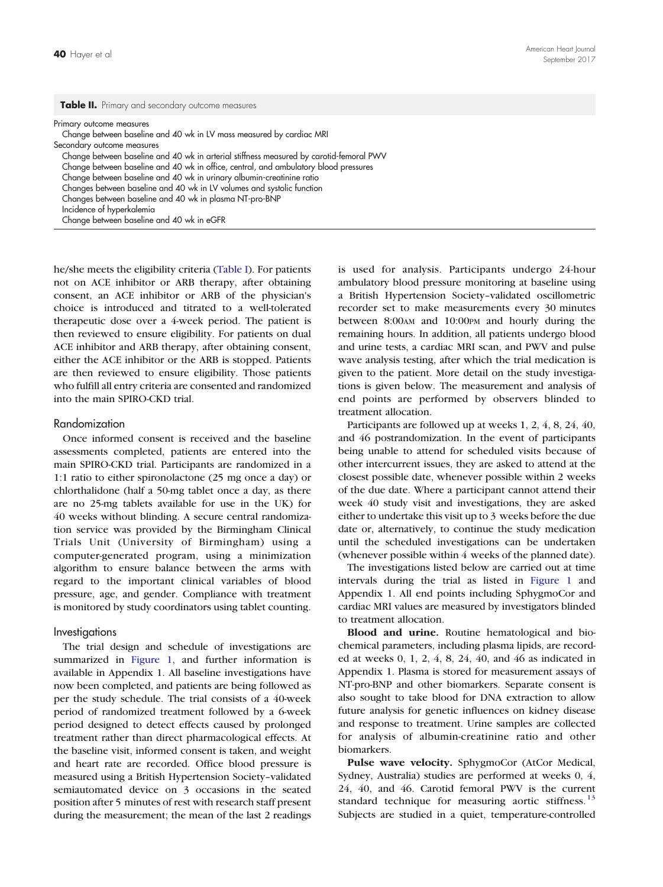**Table II.** Primary and secondary outcome measures

| |
|---|
| Primary outcome measures |
| Change between baseline and 40 wk in LV mass measured by cardiac MRI |
| Secondary outcome measures |
| Change between baseline and 40 wk in arterial stiffness measured by carotid-femoral PWV |
| Change between baseline and 40 wk in office, central, and ambulatory blood pressures |
| Change between baseline and 40 wk in urinary albumin-creatinine ratio |
| Changes between baseline and 40 wk in LV volumes and systolic function |
| Changes between baseline and 40 wk in plasma NT-pro-BNP |
| Incidence of hyperkalemia |
| Change between baseline and 40 wk in eGFR |

he/she meets the eligibility criteria (Table I). For patients not on ACE inhibitor or ARB therapy, after obtaining consent, an ACE inhibitor or ARB of the physician's choice is introduced and titrated to a well-tolerated therapeutic dose over a 4-week period. The patient is then reviewed to ensure eligibility. For patients on dual ACE inhibitor and ARB therapy, after obtaining consent, either the ACE inhibitor or the ARB is stopped. Patients are then reviewed to ensure eligibility. Those patients who fulfill all entry criteria are consented and randomized into the main SPIRO-CKD trial.

## Randomization

Once informed consent is received and the baseline assessments completed, patients are entered into the main SPIRO-CKD trial. Participants are randomized in a 1:1 ratio to either spironolactone (25 mg once a day) or chlorthalidone (half a 50-mg tablet once a day, as there are no 25-mg tablets available for use in the UK) for 40 weeks without blinding. A secure central randomization service was provided by the Birmingham Clinical Trials Unit (University of Birmingham) using a computer-generated program, using a minimization algorithm to ensure balance between the arms with regard to the important clinical variables of blood pressure, age, and gender. Compliance with treatment is monitored by study coordinators using tablet counting.

## Investigations

The trial design and schedule of investigations are summarized in Figure 1, and further information is available in Appendix 1. All baseline investigations have now been completed, and patients are being followed as per the study schedule. The trial consists of a 40-week period of randomized treatment followed by a 6-week period designed to detect effects caused by prolonged treatment rather than direct pharmacological effects. At the baseline visit, informed consent is taken, and weight and heart rate are recorded. Office blood pressure is measured using a British Hypertension Society–validated semiautomated device on 3 occasions in the seated position after 5 minutes of rest with research staff present during the measurement; the mean of the last 2 readings is used for analysis. Participants undergo 24-hour ambulatory blood pressure monitoring at baseline using a British Hypertension Society–validated oscillometric recorder set to make measurements every 30 minutes between 8:00AM and 10:00PM and hourly during the remaining hours. In addition, all patients undergo blood and urine tests, a cardiac MRI scan, and PWV and pulse wave analysis testing, after which the trial medication is given to the patient. More detail on the study investigations is given below. The measurement and analysis of end points are performed by observers blinded to treatment allocation.

Participants are followed up at weeks 1, 2, 4, 8, 24, 40, and 46 postrandomization. In the event of participants being unable to attend for scheduled visits because of other intercurrent issues, they are asked to attend at the closest possible date, whenever possible within 2 weeks of the due date. Where a participant cannot attend their week 40 study visit and investigations, they are asked either to undertake this visit up to 3 weeks before the due date or, alternatively, to continue the study medication until the scheduled investigations can be undertaken (whenever possible within 4 weeks of the planned date).

The investigations listed below are carried out at time intervals during the trial as listed in Figure 1 and Appendix 1. All end points including SphygmoCor and cardiac MRI values are measured by investigators blinded to treatment allocation.

**Blood and urine.** Routine hematological and biochemical parameters, including plasma lipids, are recorded at weeks 0, 1, 2, 4, 8, 24, 40, and 46 as indicated in Appendix 1. Plasma is stored for measurement assays of NT-pro-BNP and other biomarkers. Separate consent is also sought to take blood for DNA extraction to allow future analysis for genetic influences on kidney disease and response to treatment. Urine samples are collected for analysis of albumin-creatinine ratio and other biomarkers.

**Pulse wave velocity.** SphygmoCor (AtCor Medical, Sydney, Australia) studies are performed at weeks 0, 4, 24, 40, and 46. Carotid femoral PWV is the current standard technique for measuring aortic stiffness.[13] Subjects are studied in a quiet, temperature-controlled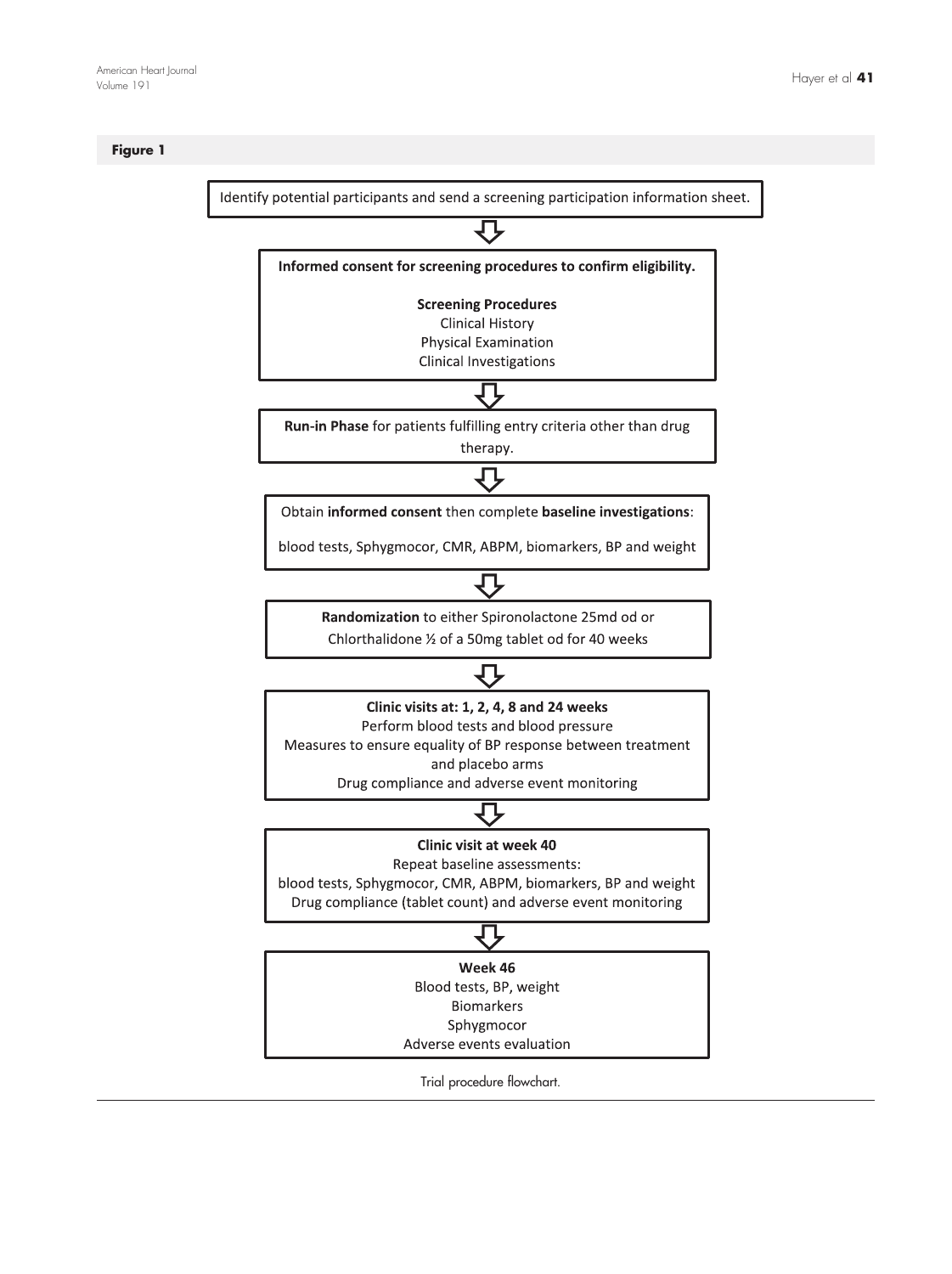**Figure 1**

Identify potential participants and send a screening participation information sheet.

⇩

**Informed consent for screening procedures to confirm eligibility.**

**Screening Procedures**
Clinical History
Physical Examination
Clinical Investigations

⇩

**Run-in Phase** for patients fulfilling entry criteria other than drug therapy.

⇩

Obtain **informed consent** then complete **baseline investigations**:

blood tests, Sphygmocor, CMR, ABPM, biomarkers, BP and weight

⇩

**Randomization** to either Spironolactone 25md od or Chlorthalidone ½ of a 50mg tablet od for 40 weeks

⇩

**Clinic visits at: 1, 2, 4, 8 and 24 weeks**
Perform blood tests and blood pressure
Measures to ensure equality of BP response between treatment and placebo arms
Drug compliance and adverse event monitoring

⇩

**Clinic visit at week 40**
Repeat baseline assessments:
blood tests, Sphygmocor, CMR, ABPM, biomarkers, BP and weight
Drug compliance (tablet count) and adverse event monitoring

⇩

**Week 46**
Blood tests, BP, weight
Biomarkers
Sphygmocor
Adverse events evaluation

Trial procedure flowchart.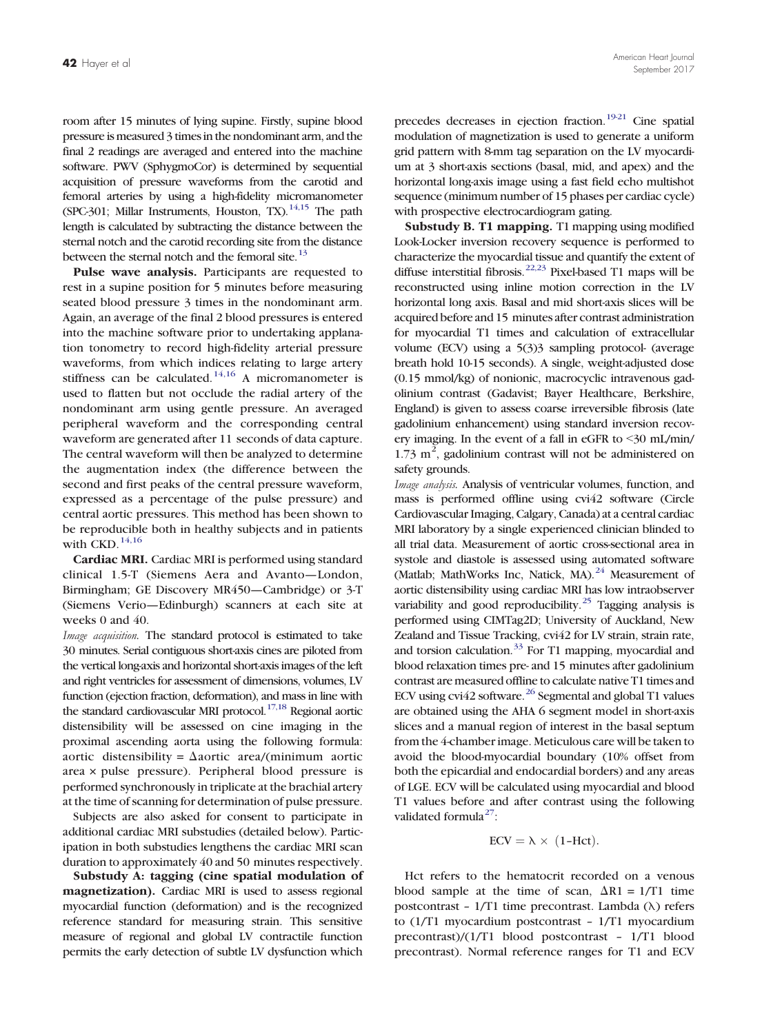room after 15 minutes of lying supine. Firstly, supine blood pressure is measured 3 times in the nondominant arm, and the final 2 readings are averaged and entered into the machine software. PWV (SphygmoCor) is determined by sequential acquisition of pressure waveforms from the carotid and femoral arteries by using a high-fidelity micromanometer (SPC-301; Millar Instruments, Houston, TX).[14,15] The path length is calculated by subtracting the distance between the sternal notch and the carotid recording site from the distance between the sternal notch and the femoral site.[13]

**Pulse wave analysis.** Participants are requested to rest in a supine position for 5 minutes before measuring seated blood pressure 3 times in the nondominant arm. Again, an average of the final 2 blood pressures is entered into the machine software prior to undertaking applanation tonometry to record high-fidelity arterial pressure waveforms, from which indices relating to large artery stiffness can be calculated.[14,16] A micromanometer is used to flatten but not occlude the radial artery of the nondominant arm using gentle pressure. An averaged peripheral waveform and the corresponding central waveform are generated after 11 seconds of data capture. The central waveform will then be analyzed to determine the augmentation index (the difference between the second and first peaks of the central pressure waveform, expressed as a percentage of the pulse pressure) and central aortic pressures. This method has been shown to be reproducible both in healthy subjects and in patients with CKD.[14,16]

**Cardiac MRI.** Cardiac MRI is performed using standard clinical 1.5-T (Siemens Aera and Avanto—London, Birmingham; GE Discovery MR450—Cambridge) or 3-T (Siemens Verio—Edinburgh) scanners at each site at weeks 0 and 40.

*Image acquisition.* The standard protocol is estimated to take 30 minutes. Serial contiguous short-axis cines are piloted from the vertical long-axis and horizontal short-axis images of the left and right ventricles for assessment of dimensions, volumes, LV function (ejection fraction, deformation), and mass in line with the standard cardiovascular MRI protocol.[17,18] Regional aortic distensibility will be assessed on cine imaging in the proximal ascending aorta using the following formula: aortic distensibility = $\Delta$aortic area/(minimum aortic area × pulse pressure). Peripheral blood pressure is performed synchronously in triplicate at the brachial artery at the time of scanning for determination of pulse pressure.

Subjects are also asked for consent to participate in additional cardiac MRI substudies (detailed below). Participation in both substudies lengthens the cardiac MRI scan duration to approximately 40 and 50 minutes respectively.

**Substudy A: tagging (cine spatial modulation of magnetization).** Cardiac MRI is used to assess regional myocardial function (deformation) and is the recognized reference standard for measuring strain. This sensitive measure of regional and global LV contractile function permits the early detection of subtle LV dysfunction which precedes decreases in ejection fraction.[19-21] Cine spatial modulation of magnetization is used to generate a uniform grid pattern with 8-mm tag separation on the LV myocardium at 3 short-axis sections (basal, mid, and apex) and the horizontal long-axis image using a fast field echo multishot sequence (minimum number of 15 phases per cardiac cycle) with prospective electrocardiogram gating.

**Substudy B. T1 mapping.** T1 mapping using modified Look-Locker inversion recovery sequence is performed to characterize the myocardial tissue and quantify the extent of diffuse interstitial fibrosis.[22,23] Pixel-based T1 maps will be reconstructed using inline motion correction in the LV horizontal long axis. Basal and mid short-axis slices will be acquired before and 15 minutes after contrast administration for myocardial T1 times and calculation of extracellular volume (ECV) using a 5(3)3 sampling protocol- (average breath hold 10-15 seconds). A single, weight-adjusted dose (0.15 mmol/kg) of nonionic, macrocyclic intravenous gadolinium contrast (Gadavist; Bayer Healthcare, Berkshire, England) is given to assess coarse irreversible fibrosis (late gadolinium enhancement) using standard inversion recovery imaging. In the event of a fall in eGFR to <30 mL/min/1.73 m$^2$, gadolinium contrast will not be administered on safety grounds.

*Image analysis.* Analysis of ventricular volumes, function, and mass is performed offline using cvi42 software (Circle Cardiovascular Imaging, Calgary, Canada) at a central cardiac MRI laboratory by a single experienced clinician blinded to all trial data. Measurement of aortic cross-sectional area in systole and diastole is assessed using automated software (Matlab; MathWorks Inc, Natick, MA).[24] Measurement of aortic distensibility using cardiac MRI has low intraobserver variability and good reproducibility.[25] Tagging analysis is performed using CIMTag2D; University of Auckland, New Zealand and Tissue Tracking, cvi42 for LV strain, strain rate, and torsion calculation.[33] For T1 mapping, myocardial and blood relaxation times pre- and 15 minutes after gadolinium contrast are measured offline to calculate native T1 times and ECV using cvi42 software.[26] Segmental and global T1 values are obtained using the AHA 6 segment model in short-axis slices and a manual region of interest in the basal septum from the 4-chamber image. Meticulous care will be taken to avoid the blood-myocardial boundary (10% offset from both the epicardial and endocardial borders) and any areas of LGE. ECV will be calculated using myocardial and blood T1 values before and after contrast using the following validated formula[27]:

$$\text{ECV} = \lambda \times (1\text{–Hct}).$$

Hct refers to the hematocrit recorded on a venous blood sample at the time of scan, $\Delta R1 = 1/T1$ time postcontrast – $1/T1$ time precontrast. Lambda ($\lambda$) refers to ($1/T1$ myocardium postcontrast – $1/T1$ myocardium precontrast)/($1/T1$ blood postcontrast – $1/T1$ blood precontrast). Normal reference ranges for T1 and ECV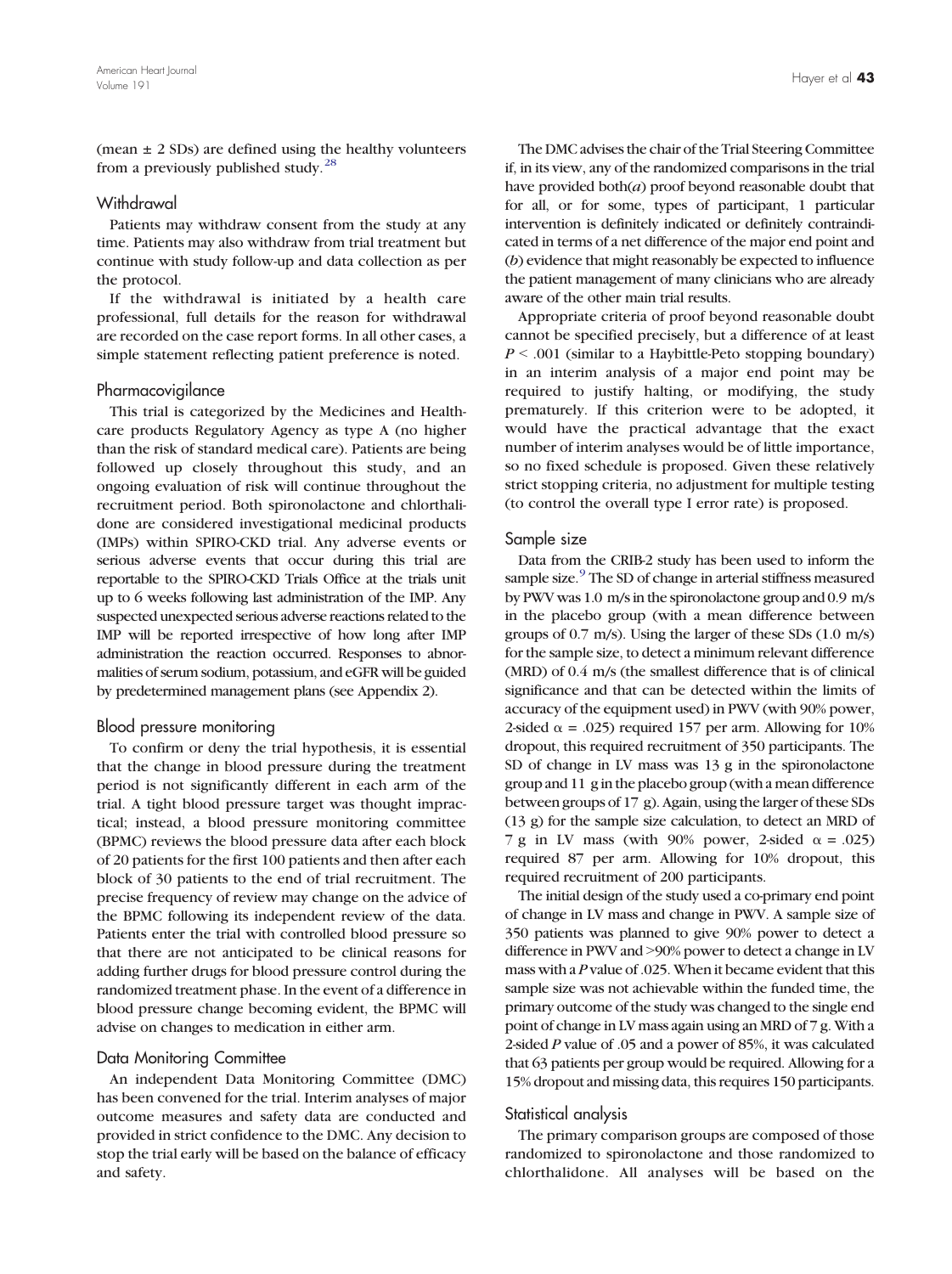(mean ± 2 SDs) are defined using the healthy volunteers from a previously published study.[28]

## Withdrawal

Patients may withdraw consent from the study at any time. Patients may also withdraw from trial treatment but continue with study follow-up and data collection as per the protocol.

If the withdrawal is initiated by a health care professional, full details for the reason for withdrawal are recorded on the case report forms. In all other cases, a simple statement reflecting patient preference is noted.

## Pharmacovigilance

This trial is categorized by the Medicines and Healthcare products Regulatory Agency as type A (no higher than the risk of standard medical care). Patients are being followed up closely throughout this study, and an ongoing evaluation of risk will continue throughout the recruitment period. Both spironolactone and chlorthalidone are considered investigational medicinal products (IMPs) within SPIRO-CKD trial. Any adverse events or serious adverse events that occur during this trial are reportable to the SPIRO-CKD Trials Office at the trials unit up to 6 weeks following last administration of the IMP. Any suspected unexpected serious adverse reactions related to the IMP will be reported irrespective of how long after IMP administration the reaction occurred. Responses to abnormalities of serum sodium, potassium, and eGFR will be guided by predetermined management plans (see Appendix 2).

## Blood pressure monitoring

To confirm or deny the trial hypothesis, it is essential that the change in blood pressure during the treatment period is not significantly different in each arm of the trial. A tight blood pressure target was thought impractical; instead, a blood pressure monitoring committee (BPMC) reviews the blood pressure data after each block of 20 patients for the first 100 patients and then after each block of 30 patients to the end of trial recruitment. The precise frequency of review may change on the advice of the BPMC following its independent review of the data. Patients enter the trial with controlled blood pressure so that there are not anticipated to be clinical reasons for adding further drugs for blood pressure control during the randomized treatment phase. In the event of a difference in blood pressure change becoming evident, the BPMC will advise on changes to medication in either arm.

## Data Monitoring Committee

An independent Data Monitoring Committee (DMC) has been convened for the trial. Interim analyses of major outcome measures and safety data are conducted and provided in strict confidence to the DMC. Any decision to stop the trial early will be based on the balance of efficacy and safety.

The DMC advises the chair of the Trial Steering Committee if, in its view, any of the randomized comparisons in the trial have provided both(*a*) proof beyond reasonable doubt that for all, or for some, types of participant, 1 particular intervention is definitely indicated or definitely contraindicated in terms of a net difference of the major end point and (*b*) evidence that might reasonably be expected to influence the patient management of many clinicians who are already aware of the other main trial results.

Appropriate criteria of proof beyond reasonable doubt cannot be specified precisely, but a difference of at least $P < .001$ (similar to a Haybittle-Peto stopping boundary) in an interim analysis of a major end point may be required to justify halting, or modifying, the study prematurely. If this criterion were to be adopted, it would have the practical advantage that the exact number of interim analyses would be of little importance, so no fixed schedule is proposed. Given these relatively strict stopping criteria, no adjustment for multiple testing (to control the overall type I error rate) is proposed.

## Sample size

Data from the CRIB-2 study has been used to inform the sample size.[9] The SD of change in arterial stiffness measured by PWV was 1.0 m/s in the spironolactone group and 0.9 m/s in the placebo group (with a mean difference between groups of 0.7 m/s). Using the larger of these SDs (1.0 m/s) for the sample size, to detect a minimum relevant difference (MRD) of 0.4 m/s (the smallest difference that is of clinical significance and that can be detected within the limits of accuracy of the equipment used) in PWV (with 90% power, 2-sided $\alpha = .025$) required 157 per arm. Allowing for 10% dropout, this required recruitment of 350 participants. The SD of change in LV mass was 13 g in the spironolactone group and 11 g in the placebo group (with a mean difference between groups of 17 g). Again, using the larger of these SDs (13 g) for the sample size calculation, to detect an MRD of 7 g in LV mass (with 90% power, 2-sided $\alpha = .025$) required 87 per arm. Allowing for 10% dropout, this required recruitment of 200 participants.

The initial design of the study used a co-primary end point of change in LV mass and change in PWV. A sample size of 350 patients was planned to give 90% power to detect a difference in PWV and >90% power to detect a change in LV mass with a *P* value of .025. When it became evident that this sample size was not achievable within the funded time, the primary outcome of the study was changed to the single end point of change in LV mass again using an MRD of 7 g. With a 2-sided *P* value of .05 and a power of 85%, it was calculated that 63 patients per group would be required. Allowing for a 15% dropout and missing data, this requires 150 participants.

## Statistical analysis

The primary comparison groups are composed of those randomized to spironolactone and those randomized to chlorthalidone. All analyses will be based on the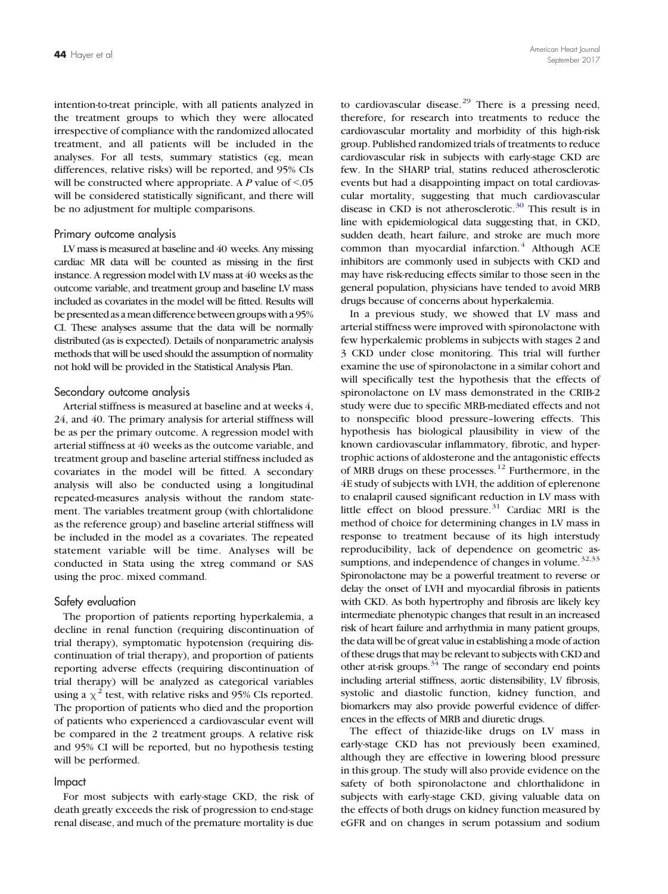intention-to-treat principle, with all patients analyzed in the treatment groups to which they were allocated irrespective of compliance with the randomized allocated treatment, and all patients will be included in the analyses. For all tests, summary statistics (eg, mean differences, relative risks) will be reported, and 95% CIs will be constructed where appropriate. A $P$ value of <.05 will be considered statistically significant, and there will be no adjustment for multiple comparisons.

### Primary outcome analysis

LV mass is measured at baseline and 40 weeks. Any missing cardiac MR data will be counted as missing in the first instance. A regression model with LV mass at 40 weeks as the outcome variable, and treatment group and baseline LV mass included as covariates in the model will be fitted. Results will be presented as a mean difference between groups with a 95% CI. These analyses assume that the data will be normally distributed (as is expected). Details of nonparametric analysis methods that will be used should the assumption of normality not hold will be provided in the Statistical Analysis Plan.

### Secondary outcome analysis

Arterial stiffness is measured at baseline and at weeks 4, 24, and 40. The primary analysis for arterial stiffness will be as per the primary outcome. A regression model with arterial stiffness at 40 weeks as the outcome variable, and treatment group and baseline arterial stiffness included as covariates in the model will be fitted. A secondary analysis will also be conducted using a longitudinal repeated-measures analysis without the random statement. The variables treatment group (with chlortalidone as the reference group) and baseline arterial stiffness will be included in the model as a covariates. The repeated statement variable will be time. Analyses will be conducted in Stata using the xtreg command or SAS using the proc. mixed command.

### Safety evaluation

The proportion of patients reporting hyperkalemia, a decline in renal function (requiring discontinuation of trial therapy), symptomatic hypotension (requiring discontinuation of trial therapy), and proportion of patients reporting adverse effects (requiring discontinuation of trial therapy) will be analyzed as categorical variables using a $\chi^2$ test, with relative risks and 95% CIs reported. The proportion of patients who died and the proportion of patients who experienced a cardiovascular event will be compared in the 2 treatment groups. A relative risk and 95% CI will be reported, but no hypothesis testing will be performed.

### Impact

For most subjects with early-stage CKD, the risk of death greatly exceeds the risk of progression to end-stage renal disease, and much of the premature mortality is due to cardiovascular disease.[29] There is a pressing need, therefore, for research into treatments to reduce the cardiovascular mortality and morbidity of this high-risk group. Published randomized trials of treatments to reduce cardiovascular risk in subjects with early-stage CKD are few. In the SHARP trial, statins reduced atherosclerotic events but had a disappointing impact on total cardiovascular mortality, suggesting that much cardiovascular disease in CKD is not atherosclerotic.[30] This result is in line with epidemiological data suggesting that, in CKD, sudden death, heart failure, and stroke are much more common than myocardial infarction.[4] Although ACE inhibitors are commonly used in subjects with CKD and may have risk-reducing effects similar to those seen in the general population, physicians have tended to avoid MRB drugs because of concerns about hyperkalemia.

In a previous study, we showed that LV mass and arterial stiffness were improved with spironolactone with few hyperkalemic problems in subjects with stages 2 and 3 CKD under close monitoring. This trial will further examine the use of spironolactone in a similar cohort and will specifically test the hypothesis that the effects of spironolactone on LV mass demonstrated in the CRIB-2 study were due to specific MRB-mediated effects and not to nonspecific blood pressure–lowering effects. This hypothesis has biological plausibility in view of the known cardiovascular inflammatory, fibrotic, and hypertrophic actions of aldosterone and the antagonistic effects of MRB drugs on these processes.[12] Furthermore, in the 4E study of subjects with LVH, the addition of eplerenone to enalapril caused significant reduction in LV mass with little effect on blood pressure.[31] Cardiac MRI is the method of choice for determining changes in LV mass in response to treatment because of its high interstudy reproducibility, lack of dependence on geometric assumptions, and independence of changes in volume.[32,33] Spironolactone may be a powerful treatment to reverse or delay the onset of LVH and myocardial fibrosis in patients with CKD. As both hypertrophy and fibrosis are likely key intermediate phenotypic changes that result in an increased risk of heart failure and arrhythmia in many patient groups, the data will be of great value in establishing a mode of action of these drugs that may be relevant to subjects with CKD and other at-risk groups.[34] The range of secondary end points including arterial stiffness, aortic distensibility, LV fibrosis, systolic and diastolic function, kidney function, and biomarkers may also provide powerful evidence of differences in the effects of MRB and diuretic drugs.

The effect of thiazide-like drugs on LV mass in early-stage CKD has not previously been examined, although they are effective in lowering blood pressure in this group. The study will also provide evidence on the safety of both spironolactone and chlorthalidone in subjects with early-stage CKD, giving valuable data on the effects of both drugs on kidney function measured by eGFR and on changes in serum potassium and sodium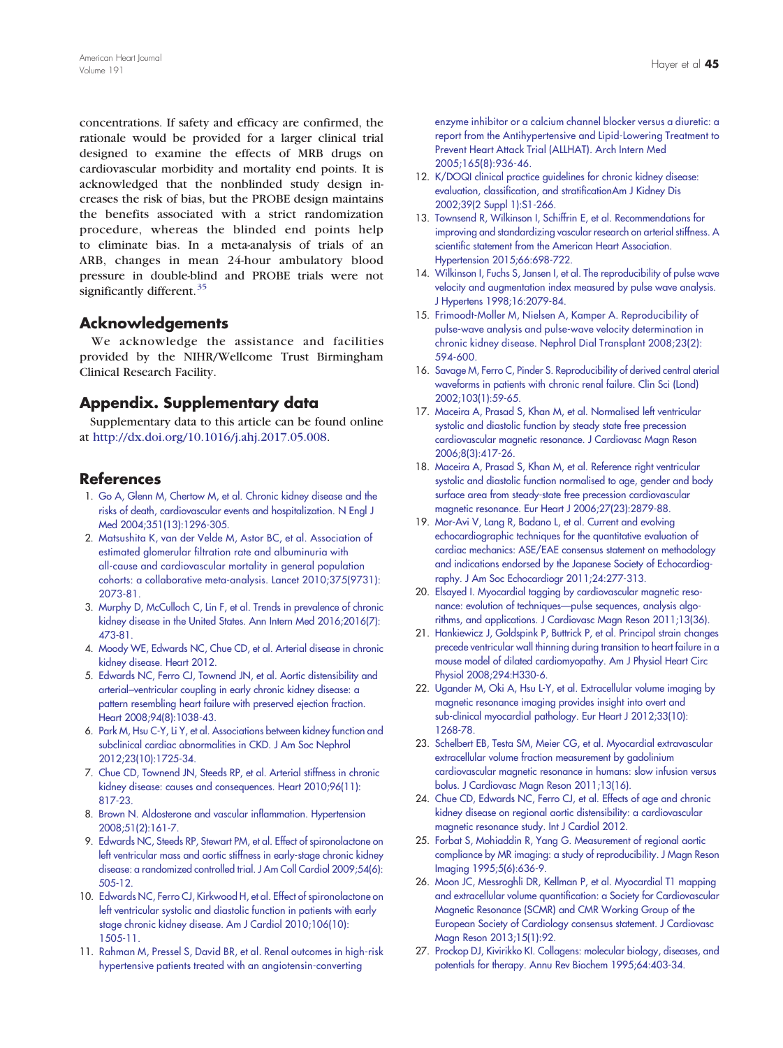concentrations. If safety and efficacy are confirmed, the rationale would be provided for a larger clinical trial designed to examine the effects of MRB drugs on cardiovascular morbidity and mortality end points. It is acknowledged that the nonblinded study design increases the risk of bias, but the PROBE design maintains the benefits associated with a strict randomization procedure, whereas the blinded end points help to eliminate bias. In a meta-analysis of trials of an ARB, changes in mean 24-hour ambulatory blood pressure in double-blind and PROBE trials were not significantly different.[35]

## Acknowledgements

We acknowledge the assistance and facilities provided by the NIHR/Wellcome Trust Birmingham Clinical Research Facility.

## Appendix. Supplementary data

Supplementary data to this article can be found online at http://dx.doi.org/10.1016/j.ahj.2017.05.008.

## References

1. Go A, Glenn M, Chertow M, et al. Chronic kidney disease and the risks of death, cardiovascular events and hospitalization. N Engl J Med 2004;351(13):1296-305.
2. Matsushita K, van der Velde M, Astor BC, et al. Association of estimated glomerular filtration rate and albuminuria with all-cause and cardiovascular mortality in general population cohorts: a collaborative meta-analysis. Lancet 2010;375(9731):2073-81.
3. Murphy D, McCulloch C, Lin F, et al. Trends in prevalence of chronic kidney disease in the United States. Ann Intern Med 2016;2016(7):473-81.
4. Moody WE, Edwards NC, Chue CD, et al. Arterial disease in chronic kidney disease. Heart 2012.
5. Edwards NC, Ferro CJ, Townend JN, et al. Aortic distensibility and arterial–ventricular coupling in early chronic kidney disease: a pattern resembling heart failure with preserved ejection fraction. Heart 2008;94(8):1038-43.
6. Park M, Hsu C-Y, Li Y, et al. Associations between kidney function and subclinical cardiac abnormalities in CKD. J Am Soc Nephrol 2012;23(10):1725-34.
7. Chue CD, Townend JN, Steeds RP, et al. Arterial stiffness in chronic kidney disease: causes and consequences. Heart 2010;96(11):817-23.
8. Brown N. Aldosterone and vascular inflammation. Hypertension 2008;51(2):161-7.
9. Edwards NC, Steeds RP, Stewart PM, et al. Effect of spironolactone on left ventricular mass and aortic stiffness in early-stage chronic kidney disease: a randomized controlled trial. J Am Coll Cardiol 2009;54(6):505-12.
10. Edwards NC, Ferro CJ, Kirkwood H, et al. Effect of spironolactone on left ventricular systolic and diastolic function in patients with early stage chronic kidney disease. Am J Cardiol 2010;106(10):1505-11.
11. Rahman M, Pressel S, David BR, et al. Renal outcomes in high-risk hypertensive patients treated with an angiotensin-converting enzyme inhibitor or a calcium channel blocker versus a diuretic: a report from the Antihypertensive and Lipid-Lowering Treatment to Prevent Heart Attack Trial (ALLHAT). Arch Intern Med 2005;165(8):936-46.
12. K/DOQI clinical practice guidelines for chronic kidney disease: evaluation, classification, and stratificationAm J Kidney Dis 2002;39(2 Suppl 1):S1-266.
13. Townsend R, Wilkinson I, Schiffrin E, et al. Recommendations for improving and standardizing vascular research on arterial stiffness. A scientific statement from the American Heart Association. Hypertension 2015;66:698-722.
14. Wilkinson I, Fuchs S, Jansen I, et al. The reproducibility of pulse wave velocity and augmentation index measured by pulse wave analysis. J Hypertens 1998;16:2079-84.
15. Frimoodt-Moller M, Nielsen A, Kamper A. Reproducibility of pulse-wave analysis and pulse-wave velocity determination in chronic kidney disease. Nephrol Dial Transplant 2008;23(2):594-600.
16. Savage M, Ferro C, Pinder S. Reproducibility of derived central aterial waveforms in patients with chronic renal failure. Clin Sci (Lond) 2002;103(1):59-65.
17. Maceira A, Prasad S, Khan M, et al. Normalised left ventricular systolic and diastolic function by steady state free precession cardiovascular magnetic resonance. J Cardiovasc Magn Reson 2006;8(3):417-26.
18. Maceira A, Prasad S, Khan M, et al. Reference right ventricular systolic and diastolic function normalised to age, gender and body surface area from steady-state free precession cardiovascular magnetic resonance. Eur Heart J 2006;27(23):2879-88.
19. Mor-Avi V, Lang R, Badano L, et al. Current and evolving echocardiographic techniques for the quantitative evaluation of cardiac mechanics: ASE/EAE consensus statement on methodology and indications endorsed by the Japanese Society of Echocardiography. J Am Soc Echocardiogr 2011;24:277-313.
20. Elsayed I. Myocardial tagging by cardiovascular magnetic resonance: evolution of techniques—pulse sequences, analysis algorithms, and applications. J Cardiovasc Magn Reson 2011;13(36).
21. Hankiewicz J, Goldspink P, Buttrick P, et al. Principal strain changes precede ventricular wall thinning during transition to heart failure in a mouse model of dilated cardiomyopathy. Am J Physiol Heart Circ Physiol 2008;294:H330-6.
22. Ugander M, Oki A, Hsu L-Y, et al. Extracellular volume imaging by magnetic resonance imaging provides insight into overt and sub-clinical myocardial pathology. Eur Heart J 2012;33(10):1268-78.
23. Schelbert EB, Testa SM, Meier CG, et al. Myocardial extravascular extracellular volume fraction measurement by gadolinium cardiovascular magnetic resonance in humans: slow infusion versus bolus. J Cardiovasc Magn Reson 2011;13(16).
24. Chue CD, Edwards NC, Ferro CJ, et al. Effects of age and chronic kidney disease on regional aortic distensibility: a cardiovascular magnetic resonance study. Int J Cardiol 2012.
25. Forbat S, Mohiaddin R, Yang G. Measurement of regional aortic compliance by MR imaging: a study of reproducibility. J Magn Reson Imaging 1995;5(6):636-9.
26. Moon JC, Messroghli DR, Kellman P, et al. Myocardial T1 mapping and extracellular volume quantification: a Society for Cardiovascular Magnetic Resonance (SCMR) and CMR Working Group of the European Society of Cardiology consensus statement. J Cardiovasc Magn Reson 2013;15(1):92.
27. Prockop DJ, Kivirikko KI. Collagens: molecular biology, diseases, and potentials for therapy. Annu Rev Biochem 1995;64:403-34.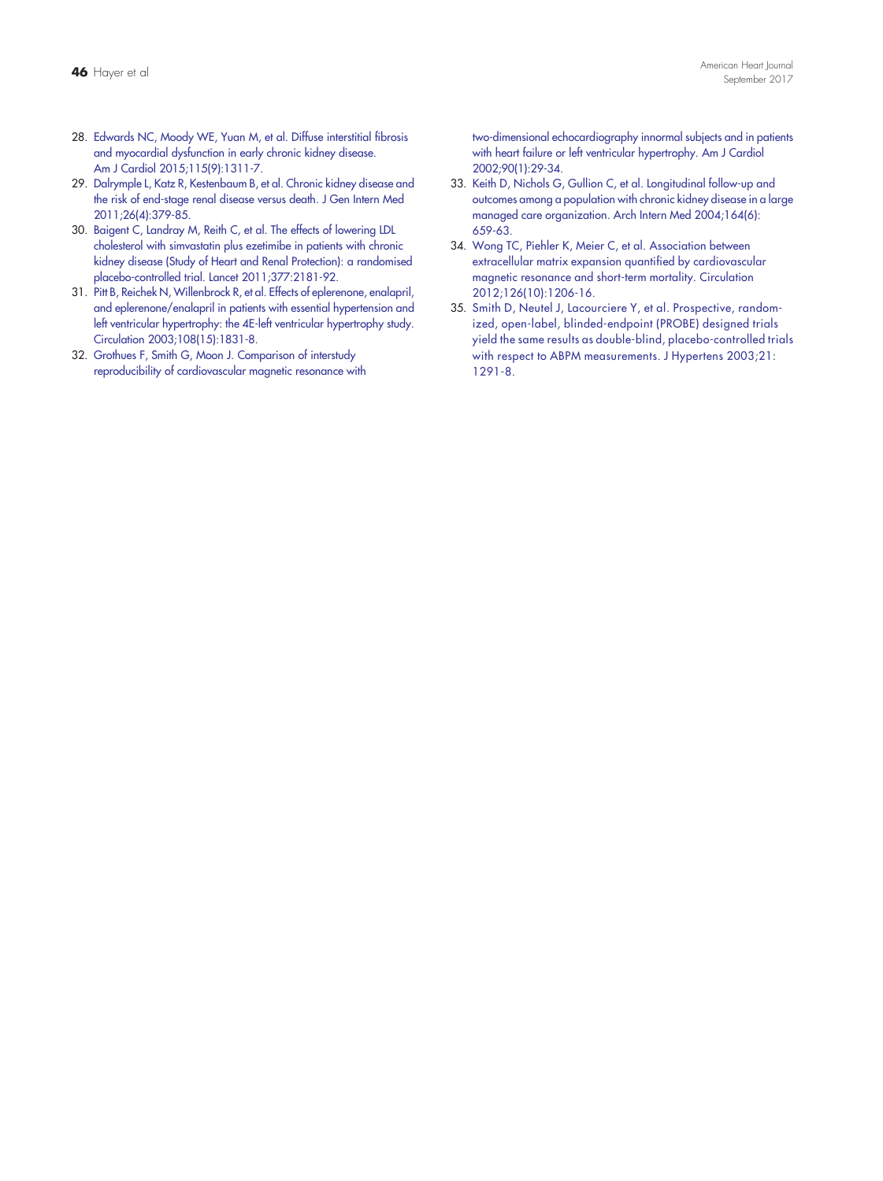28. Edwards NC, Moody WE, Yuan M, et al. Diffuse interstitial fibrosis and myocardial dysfunction in early chronic kidney disease. Am J Cardiol 2015;115(9):1311-7.
29. Dalrymple L, Katz R, Kestenbaum B, et al. Chronic kidney disease and the risk of end-stage renal disease versus death. J Gen Intern Med 2011;26(4):379-85.
30. Baigent C, Landray M, Reith C, et al. The effects of lowering LDL cholesterol with simvastatin plus ezetimibe in patients with chronic kidney disease (Study of Heart and Renal Protection): a randomised placebo-controlled trial. Lancet 2011;377:2181-92.
31. Pitt B, Reichek N, Willenbrock R, et al. Effects of eplerenone, enalapril, and eplerenone/enalapril in patients with essential hypertension and left ventricular hypertrophy: the 4E-left ventricular hypertrophy study. Circulation 2003;108(15):1831-8.
32. Grothues F, Smith G, Moon J. Comparison of interstudy reproducibility of cardiovascular magnetic resonance with two-dimensional echocardiography innormal subjects and in patients with heart failure or left ventricular hypertrophy. Am J Cardiol 2002;90(1):29-34.
33. Keith D, Nichols G, Gullion C, et al. Longitudinal follow-up and outcomes among a population with chronic kidney disease in a large managed care organization. Arch Intern Med 2004;164(6):659-63.
34. Wong TC, Piehler K, Meier C, et al. Association between extracellular matrix expansion quantified by cardiovascular magnetic resonance and short-term mortality. Circulation 2012;126(10):1206-16.
35. Smith D, Neutel J, Lacourciere Y, et al. Prospective, randomized, open-label, blinded-endpoint (PROBE) designed trials yield the same results as double-blind, placebo-controlled trials with respect to ABPM measurements. J Hypertens 2003;21:1291-8.